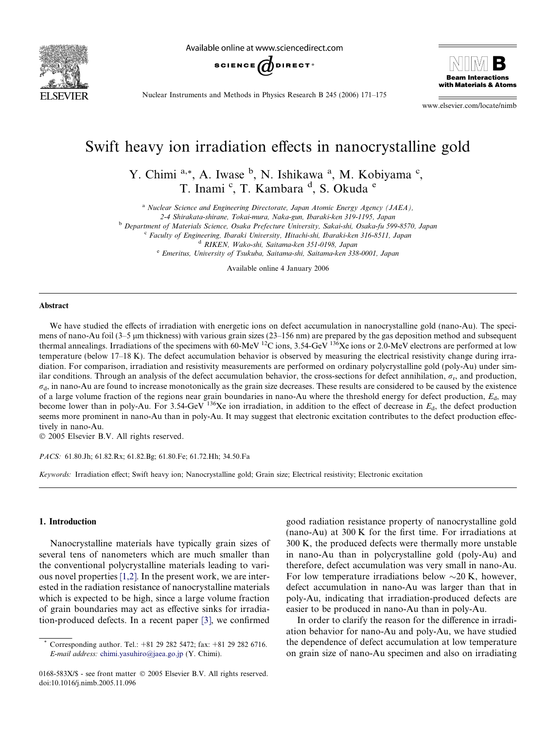# Swift heavy ion irradiation effects in nanocrystalline gold

Y. Chimi [a,*], A. Iwase [b], N. Ishikawa [a], M. Kobiyama [c], T. Inami [c], T. Kambara [d], S. Okuda [e]

[a] Nuclear Science and Engineering Directorate, Japan Atomic Energy Agency (JAEA), 2-4 Shirakata-shirane, Tokai-mura, Naka-gun, Ibaraki-ken 319-1195, Japan
[b] Department of Materials Science, Osaka Prefecture University, Sakai-shi, Osaka-fu 599-8570, Japan
[c] Faculty of Engineering, Ibaraki University, Hitachi-shi, Ibaraki-ken 316-8511, Japan
[d] RIKEN, Wako-shi, Saitama-ken 351-0198, Japan
[e] Emeritus, University of Tsukuba, Saitama-shi, Saitama-ken 338-0001, Japan

Available online 4 January 2006

## Abstract

We have studied the effects of irradiation with energetic ions on defect accumulation in nanocrystalline gold (nano-Au). The specimens of nano-Au foil (3–5 μm thickness) with various grain sizes (23–156 nm) are prepared by the gas deposition method and subsequent thermal annealings. Irradiations of the specimens with 60-MeV $^{12}$C ions, 3.54-GeV $^{136}$Xe ions or 2.0-MeV electrons are performed at low temperature (below 17–18 K). The defect accumulation behavior is observed by measuring the electrical resistivity change during irradiation. For comparison, irradiation and resistivity measurements are performed on ordinary polycrystalline gold (poly-Au) under similar conditions. Through an analysis of the defect accumulation behavior, the cross-sections for defect annihilation, $\sigma_r$, and production, $\sigma_d$, in nano-Au are found to increase monotonically as the grain size decreases. These results are considered to be caused by the existence of a large volume fraction of the regions near grain boundaries in nano-Au where the threshold energy for defect production, $E_d$, may become lower than in poly-Au. For 3.54-GeV $^{136}$Xe ion irradiation, in addition to the effect of decrease in $E_d$, the defect production seems more prominent in nano-Au than in poly-Au. It may suggest that electronic excitation contributes to the defect production effectively in nano-Au.

© 2005 Elsevier B.V. All rights reserved.

*PACS:* 61.80.Jh; 61.82.Rx; 61.82.Bg; 61.80.Fe; 61.72.Hh; 34.50.Fa

*Keywords:* Irradiation effect; Swift heavy ion; Nanocrystalline gold; Grain size; Electrical resistivity; Electronic excitation

## 1. Introduction

Nanocrystalline materials have typically grain sizes of several tens of nanometers which are much smaller than the conventional polycrystalline materials leading to various novel properties [1,2]. In the present work, we are interested in the radiation resistance of nanocrystalline materials which is expected to be high, since a large volume fraction of grain boundaries may act as effective sinks for irradiation-produced defects. In a recent paper [3], we confirmed good radiation resistance property of nanocrystalline gold (nano-Au) at 300 K for the first time. For irradiations at 300 K, the produced defects were thermally more unstable in nano-Au than in polycrystalline gold (poly-Au) and therefore, defect accumulation was very small in nano-Au. For low temperature irradiations below ~20 K, however, defect accumulation in nano-Au was larger than that in poly-Au, indicating that irradiation-produced defects are easier to be produced in nano-Au than in poly-Au.

In order to clarify the reason for the difference in irradiation behavior for nano-Au and poly-Au, we have studied the dependence of defect accumulation at low temperature on grain size of nano-Au specimen and also on irradiating

* Corresponding author. Tel.: +81 29 282 5472; fax: +81 29 282 6716. *E-mail address:* chimi.yasuhiro@jaea.go.jp (Y. Chimi).

0168-583X/$ - see front matter © 2005 Elsevier B.V. All rights reserved.
doi:10.1016/j.nimb.2005.11.096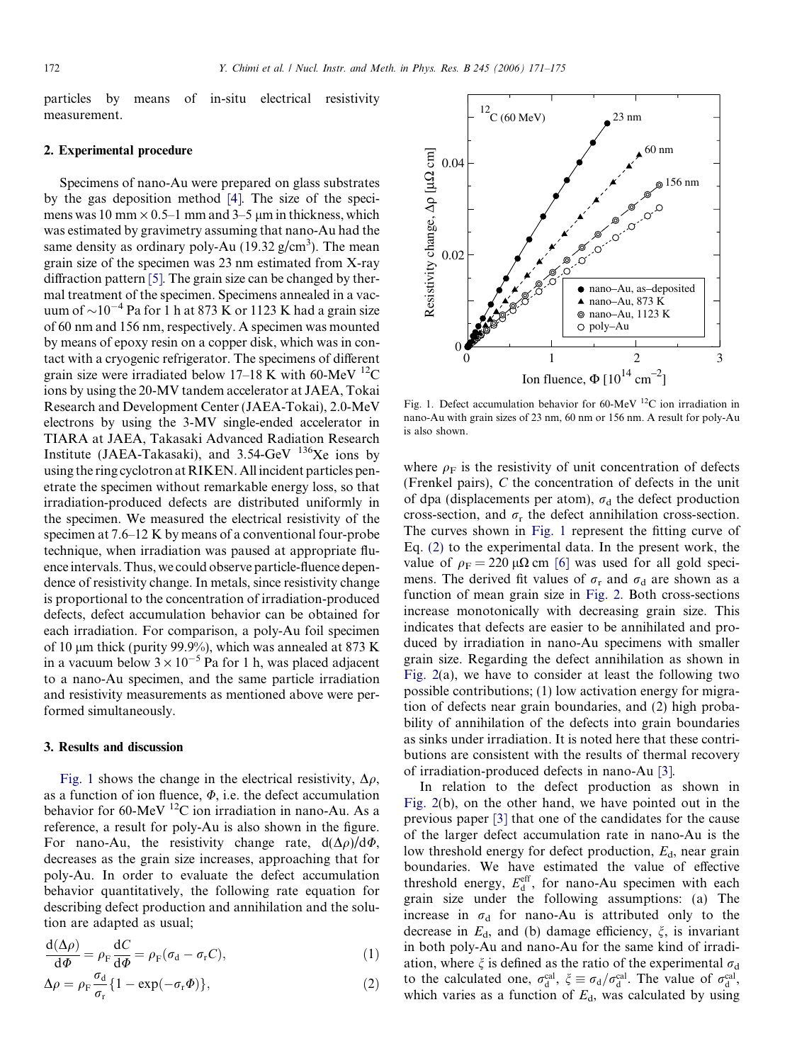particles by means of in-situ electrical resistivity measurement.

## 2. Experimental procedure

Specimens of nano-Au were prepared on glass substrates by the gas deposition method [4]. The size of the specimens was 10 mm × 0.5–1 mm and 3–5 μm in thickness, which was estimated by gravimetry assuming that nano-Au had the same density as ordinary poly-Au (19.32 g/cm$^3$). The mean grain size of the specimen was 23 nm estimated from X-ray diffraction pattern [5]. The grain size can be changed by thermal treatment of the specimen. Specimens annealed in a vacuum of ~$10^{-4}$ Pa for 1 h at 873 K or 1123 K had a grain size of 60 nm and 156 nm, respectively. A specimen was mounted by means of epoxy resin on a copper disk, which was in contact with a cryogenic refrigerator. The specimens of different grain size were irradiated below 17–18 K with 60-MeV $^{12}$C ions by using the 20-MV tandem accelerator at JAEA, Tokai Research and Development Center (JAEA-Tokai), 2.0-MeV electrons by using the 3-MV single-ended accelerator in TIARA at JAEA, Takasaki Advanced Radiation Research Institute (JAEA-Takasaki), and 3.54-GeV $^{136}$Xe ions by using the ring cyclotron at RIKEN. All incident particles penetrate the specimen without remarkable energy loss, so that irradiation-produced defects are distributed uniformly in the specimen. We measured the electrical resistivity of the specimen at 7.6–12 K by means of a conventional four-probe technique, when irradiation was paused at appropriate fluence intervals. Thus, we could observe particle-fluence dependence of resistivity change. In metals, since resistivity change is proportional to the concentration of irradiation-produced defects, defect accumulation behavior can be obtained for each irradiation. For comparison, a poly-Au foil specimen of 10 μm thick (purity 99.9%), which was annealed at 873 K in a vacuum below $3 \times 10^{-5}$ Pa for 1 h, was placed adjacent to a nano-Au specimen, and the same particle irradiation and resistivity measurements as mentioned above were performed simultaneously.

## 3. Results and discussion

Fig. 1 shows the change in the electrical resistivity, $\Delta\rho$, as a function of ion fluence, $\Phi$, i.e. the defect accumulation behavior for 60-MeV $^{12}$C ion irradiation in nano-Au. As a reference, a result for poly-Au is also shown in the figure. For nano-Au, the resistivity change rate, $\mathrm{d}(\Delta\rho)/\mathrm{d}\Phi$, decreases as the grain size increases, approaching that for poly-Au. In order to evaluate the defect accumulation behavior quantitatively, the following rate equation for describing defect production and annihilation and the solution are adapted as usual;

$$\frac{\mathrm{d}(\Delta\rho)}{\mathrm{d}\Phi} = \rho_{\mathrm{F}}\frac{\mathrm{d}C}{\mathrm{d}\Phi} = \rho_{\mathrm{F}}(\sigma_{\mathrm{d}} - \sigma_{\mathrm{r}}C), \tag{1}$$

$$\Delta\rho = \rho_{\mathrm{F}}\frac{\sigma_{\mathrm{d}}}{\sigma_{\mathrm{r}}}\{1 - \exp(-\sigma_{\mathrm{r}}\Phi)\}, \tag{2}$$

Fig. 1. Defect accumulation behavior for 60-MeV $^{12}$C ion irradiation in nano-Au with grain sizes of 23 nm, 60 nm or 156 nm. A result for poly-Au is also shown.

where $\rho_{\mathrm{F}}$ is the resistivity of unit concentration of defects (Frenkel pairs), $C$ the concentration of defects in the unit of dpa (displacements per atom), $\sigma_{\mathrm{d}}$ the defect production cross-section, and $\sigma_{\mathrm{r}}$ the defect annihilation cross-section. The curves shown in Fig. 1 represent the fitting curve of Eq. (2) to the experimental data. In the present work, the value of $\rho_{\mathrm{F}} = 220$ μΩ cm [6] was used for all gold specimens. The derived fit values of $\sigma_{\mathrm{r}}$ and $\sigma_{\mathrm{d}}$ are shown as a function of mean grain size in Fig. 2. Both cross-sections increase monotonically with decreasing grain size. This indicates that defects are easier to be annihilated and produced by irradiation in nano-Au specimens with smaller grain size. Regarding the defect annihilation as shown in Fig. 2(a), we have to consider at least the following two possible contributions; (1) low activation energy for migration of defects near grain boundaries, and (2) high probability of annihilation of the defects into grain boundaries as sinks under irradiation. It is noted here that these contributions are consistent with the results of thermal recovery of irradiation-produced defects in nano-Au [3].

In relation to the defect production as shown in Fig. 2(b), on the other hand, we have pointed out in the previous paper [3] that one of the candidates for the cause of the larger defect accumulation rate in nano-Au is the low threshold energy for defect production, $E_{\mathrm{d}}$, near grain boundaries. We have estimated the value of effective threshold energy, $E_{\mathrm{d}}^{\mathrm{eff}}$, for nano-Au specimen with each grain size under the following assumptions: (a) The increase in $\sigma_{\mathrm{d}}$ for nano-Au is attributed only to the decrease in $E_{\mathrm{d}}$, and (b) damage efficiency, $\xi$, is invariant in both poly-Au and nano-Au for the same kind of irradiation, where $\xi$ is defined as the ratio of the experimental $\sigma_{\mathrm{d}}$ to the calculated one, $\sigma_{\mathrm{d}}^{\mathrm{cal}}$, $\xi \equiv \sigma_{\mathrm{d}}/\sigma_{\mathrm{d}}^{\mathrm{cal}}$. The value of $\sigma_{\mathrm{d}}^{\mathrm{cal}}$, which varies as a function of $E_{\mathrm{d}}$, was calculated by using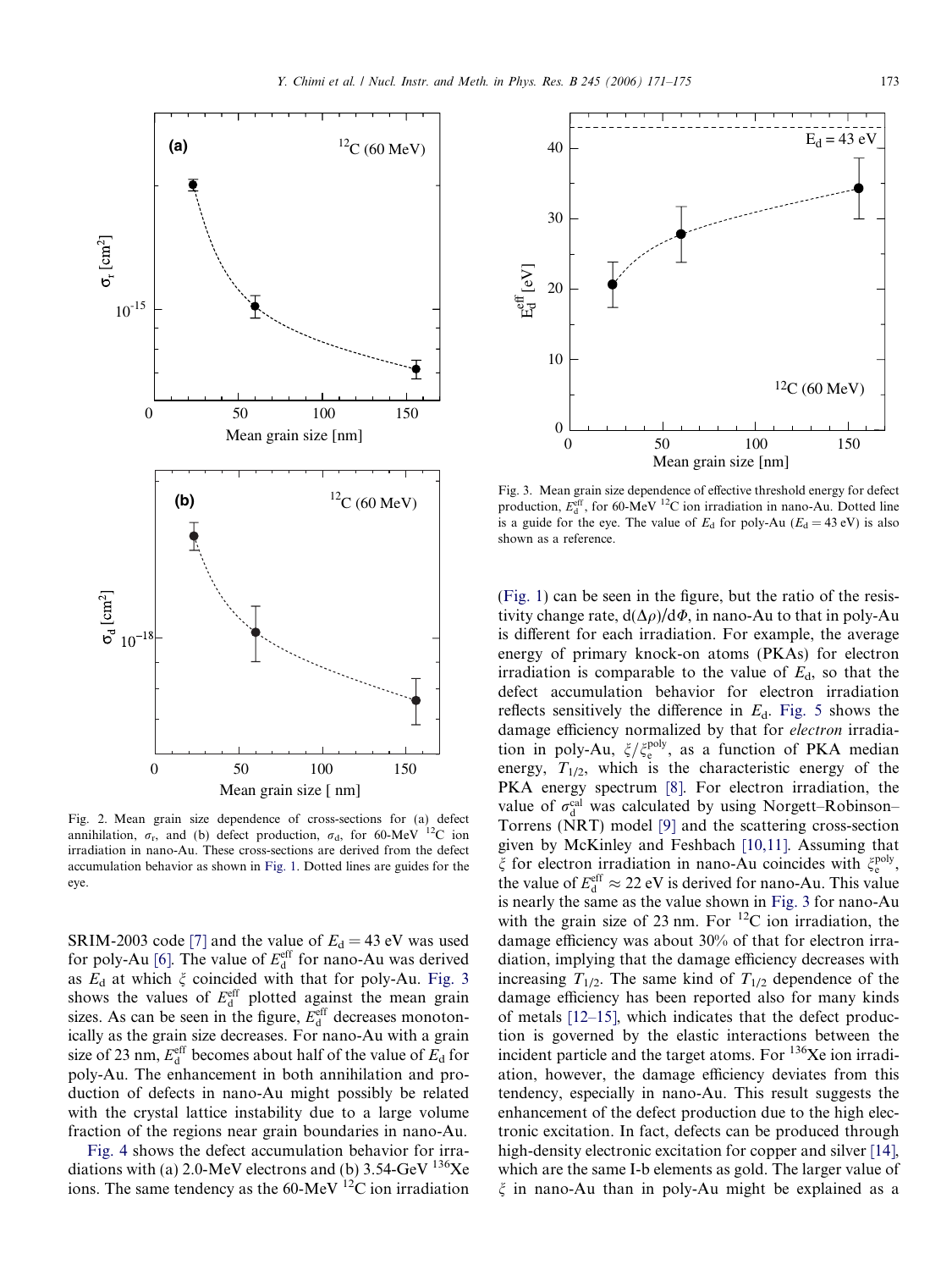Fig. 2. Mean grain size dependence of cross-sections for (a) defect annihilation, $\sigma_r$, and (b) defect production, $\sigma_d$, for 60-MeV $^{12}$C ion irradiation in nano-Au. These cross-sections are derived from the defect accumulation behavior as shown in Fig. 1. Dotted lines are guides for the eye.

SRIM-2003 code [7] and the value of $E_d = 43$ eV was used for poly-Au [6]. The value of $E_d^{eff}$ for nano-Au was derived as $E_d$ at which $\xi$ coincided with that for poly-Au. Fig. 3 shows the values of $E_d^{eff}$ plotted against the mean grain sizes. As can be seen in the figure, $E_d^{eff}$ decreases monotonically as the grain size decreases. For nano-Au with a grain size of 23 nm, $E_d^{eff}$ becomes about half of the value of $E_d$ for poly-Au. The enhancement in both annihilation and production of defects in nano-Au might possibly be related with the crystal lattice instability due to a large volume fraction of the regions near grain boundaries in nano-Au.

Fig. 4 shows the defect accumulation behavior for irradiations with (a) 2.0-MeV electrons and (b) 3.54-GeV $^{136}$Xe ions. The same tendency as the 60-MeV $^{12}$C ion irradiation

Fig. 3. Mean grain size dependence of effective threshold energy for defect production, $E_d^{eff}$, for 60-MeV $^{12}$C ion irradiation in nano-Au. Dotted line is a guide for the eye. The value of $E_d$ for poly-Au ($E_d = 43$ eV) is also shown as a reference.

(Fig. 1) can be seen in the figure, but the ratio of the resistivity change rate, $d(\Delta\rho)/d\Phi$, in nano-Au to that in poly-Au is different for each irradiation. For example, the average energy of primary knock-on atoms (PKAs) for electron irradiation is comparable to the value of $E_d$, so that the defect accumulation behavior for electron irradiation reflects sensitively the difference in $E_d$. Fig. 5 shows the damage efficiency normalized by that for *electron* irradiation in poly-Au, $\xi/\xi_e^{poly}$, as a function of PKA median energy, $T_{1/2}$, which is the characteristic energy of the PKA energy spectrum [8]. For electron irradiation, the value of $\sigma_d^{cal}$ was calculated by using Norgett–Robinson–Torrens (NRT) model [9] and the scattering cross-section given by McKinley and Feshbach [10,11]. Assuming that $\xi$ for electron irradiation in nano-Au coincides with $\xi_e^{poly}$, the value of $E_d^{eff} \approx 22$ eV is derived for nano-Au. This value is nearly the same as the value shown in Fig. 3 for nano-Au with the grain size of 23 nm. For $^{12}$C ion irradiation, the damage efficiency was about 30% of that for electron irradiation, implying that the damage efficiency decreases with increasing $T_{1/2}$. The same kind of $T_{1/2}$ dependence of the damage efficiency has been reported also for many kinds of metals [12–15], which indicates that the defect production is governed by the elastic interactions between the incident particle and the target atoms. For $^{136}$Xe ion irradiation, however, the damage efficiency deviates from this tendency, especially in nano-Au. This result suggests the enhancement of the defect production due to the high electronic excitation. In fact, defects can be produced through high-density electronic excitation for copper and silver [14], which are the same I-b elements as gold. The larger value of $\xi$ in nano-Au than in poly-Au might be explained as a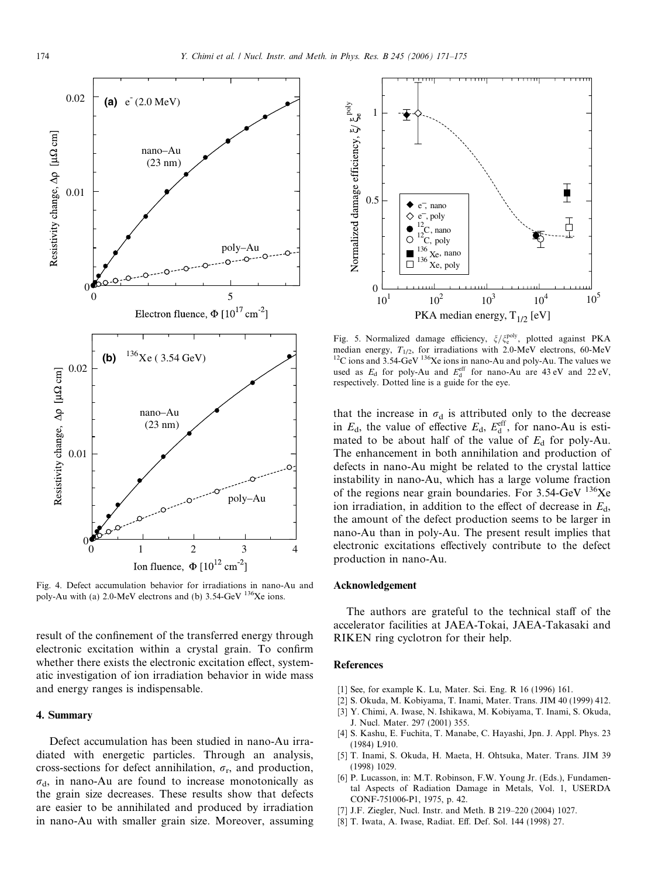Fig. 4. Defect accumulation behavior for irradiations in nano-Au and poly-Au with (a) 2.0-MeV electrons and (b) 3.54-GeV $^{136}$Xe ions.

Fig. 5. Normalized damage efficiency, $\xi/\xi_e^{poly}$, plotted against PKA median energy, $T_{1/2}$, for irradiations with 2.0-MeV electrons, 60-MeV $^{12}$C ions and 3.54-GeV $^{136}$Xe ions in nano-Au and poly-Au. The values we used as $E_d$ for poly-Au and $E_d^{eff}$ for nano-Au are 43 eV and 22 eV, respectively. Dotted line is a guide for the eye.

result of the confinement of the transferred energy through electronic excitation within a crystal grain. To confirm whether there exists the electronic excitation effect, systematic investigation of ion irradiation behavior in wide mass and energy ranges is indispensable.

## 4. Summary

Defect accumulation has been studied in nano-Au irradiated with energetic particles. Through an analysis, cross-sections for defect annihilation, $\sigma_r$, and production, $\sigma_d$, in nano-Au are found to increase monotonically as the grain size decreases. These results show that defects are easier to be annihilated and produced by irradiation in nano-Au with smaller grain size. Moreover, assuming that the increase in $\sigma_d$ is attributed only to the decrease in $E_d$, the value of effective $E_d$, $E_d^{eff}$, for nano-Au is estimated to be about half of the value of $E_d$ for poly-Au. The enhancement in both annihilation and production of defects in nano-Au might be related to the crystal lattice instability in nano-Au, which has a large volume fraction of the regions near grain boundaries. For 3.54-GeV $^{136}$Xe ion irradiation, in addition to the effect of decrease in $E_d$, the amount of the defect production seems to be larger in nano-Au than in poly-Au. The present result implies that electronic excitations effectively contribute to the defect production in nano-Au.

## Acknowledgement

The authors are grateful to the technical staff of the accelerator facilities at JAEA-Tokai, JAEA-Takasaki and RIKEN ring cyclotron for their help.

## References

[1] See, for example K. Lu, Mater. Sci. Eng. R 16 (1996) 161.

[2] S. Okuda, M. Kobiyama, T. Inami, Mater. Trans. JIM 40 (1999) 412.

[3] Y. Chimi, A. Iwase, N. Ishikawa, M. Kobiyama, T. Inami, S. Okuda, J. Nucl. Mater. 297 (2001) 355.

[4] S. Kashu, E. Fuchita, T. Manabe, C. Hayashi, Jpn. J. Appl. Phys. 23 (1984) L910.

[5] T. Inami, S. Okuda, H. Maeta, H. Ohtsuka, Mater. Trans. JIM 39 (1998) 1029.

[6] P. Lucasson, in: M.T. Robinson, F.W. Young Jr. (Eds.), Fundamental Aspects of Radiation Damage in Metals, Vol. 1, USERDA CONF-751006-P1, 1975, p. 42.

[7] J.F. Ziegler, Nucl. Instr. and Meth. B 219–220 (2004) 1027.

[8] T. Iwata, A. Iwase, Radiat. Eff. Def. Sol. 144 (1998) 27.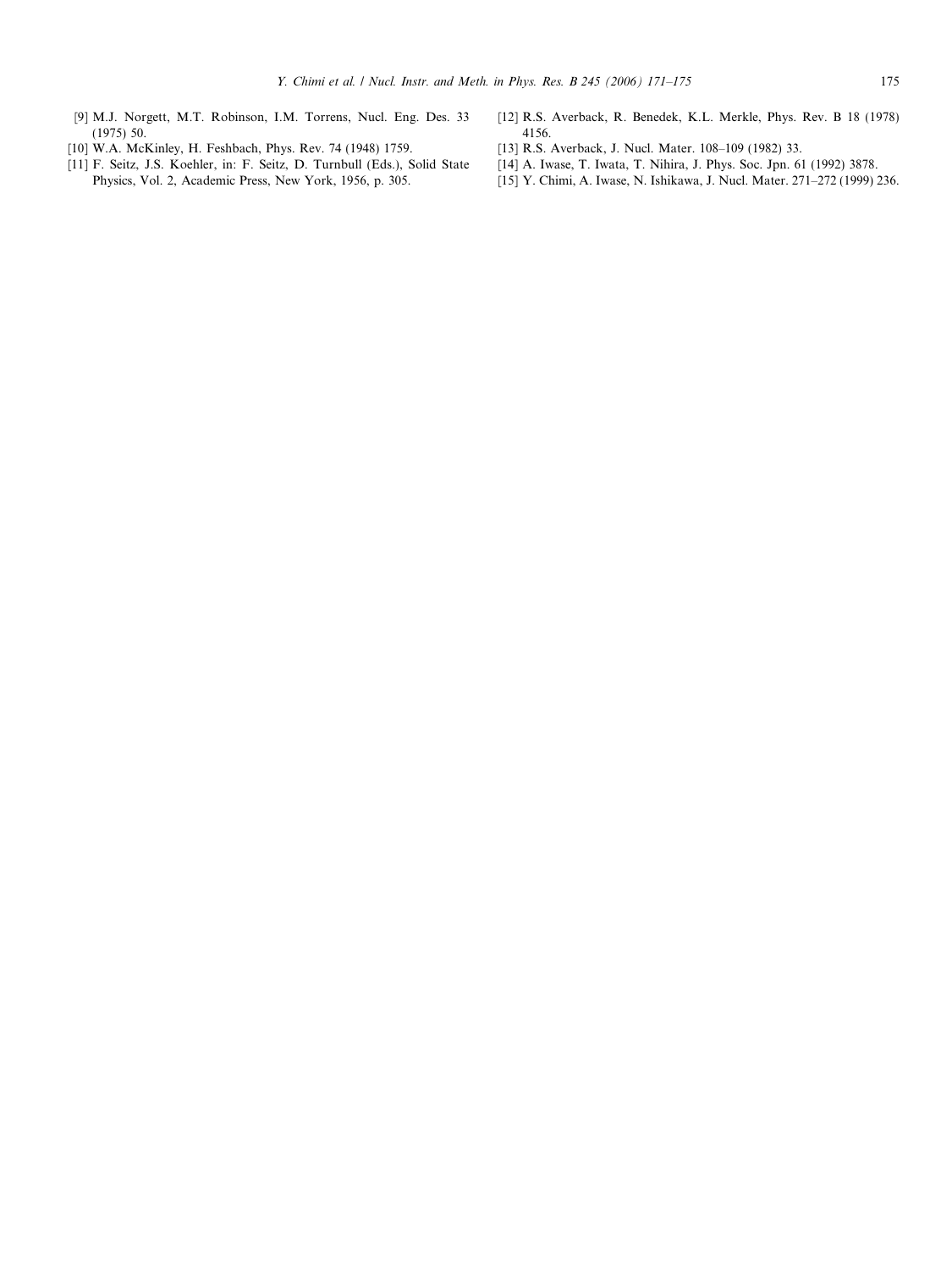[9] M.J. Norgett, M.T. Robinson, I.M. Torrens, Nucl. Eng. Des. 33 (1975) 50.

[10] W.A. McKinley, H. Feshbach, Phys. Rev. 74 (1948) 1759.

[11] F. Seitz, J.S. Koehler, in: F. Seitz, D. Turnbull (Eds.), Solid State Physics, Vol. 2, Academic Press, New York, 1956, p. 305.

[12] R.S. Averback, R. Benedek, K.L. Merkle, Phys. Rev. B 18 (1978) 4156.

[13] R.S. Averback, J. Nucl. Mater. 108–109 (1982) 33.

[14] A. Iwase, T. Iwata, T. Nihira, J. Phys. Soc. Jpn. 61 (1992) 3878.

[15] Y. Chimi, A. Iwase, N. Ishikawa, J. Nucl. Mater. 271–272 (1999) 236.